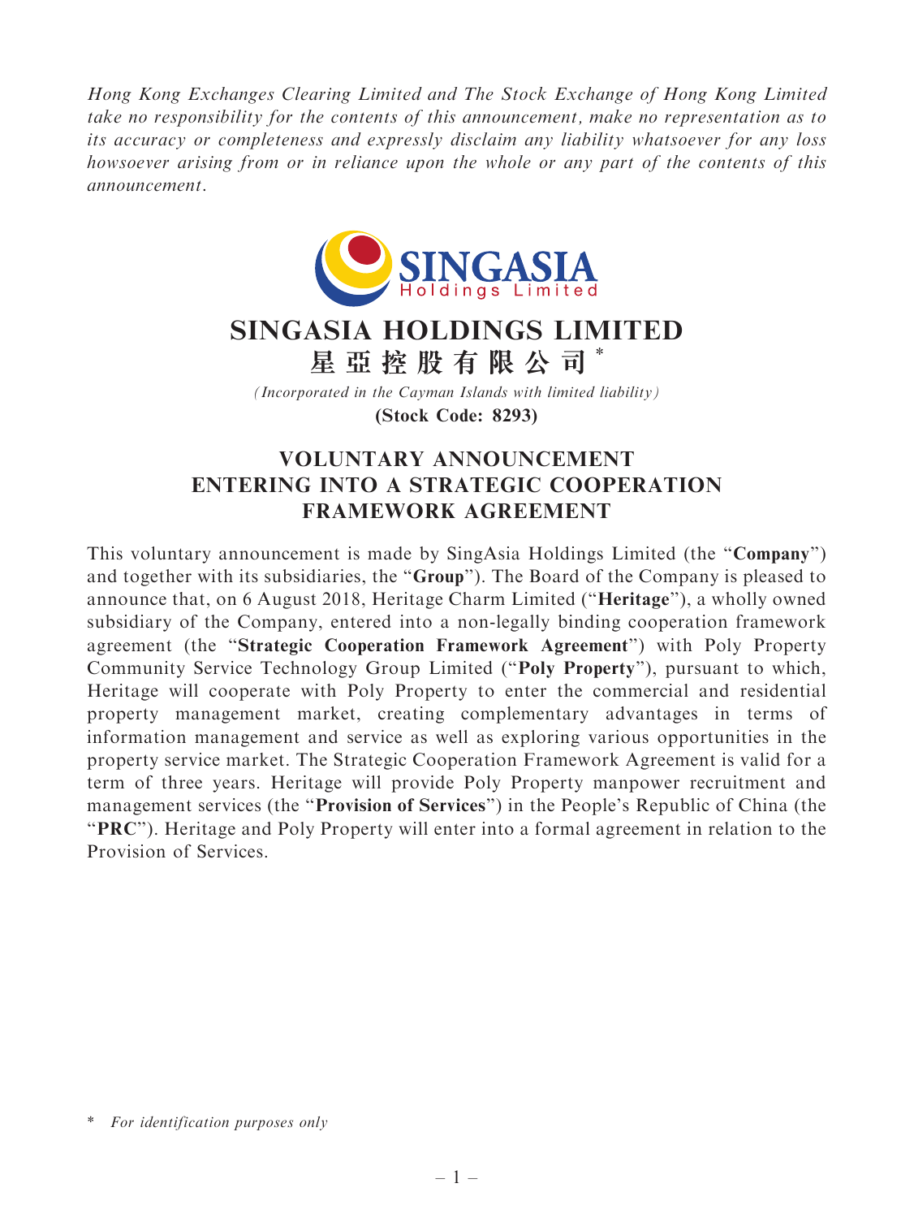*Hong Kong Exchanges Clearing Limited and The Stock Exchange of Hong Kong Limited take no responsibility for the contents of this announcement, make no representation as to its accuracy or completeness and expressly disclaim any liability whatsoever for any loss howsoever arising from or in reliance upon the whole or any part of the contents of this announcement.*

# SINGASIA HOLDINGS LIMITED
# 星亞控股有限公司*

*(Incorporated in the Cayman Islands with limited liability)*

**(Stock Code: 8293)**

## VOLUNTARY ANNOUNCEMENT ENTERING INTO A STRATEGIC COOPERATION FRAMEWORK AGREEMENT

This voluntary announcement is made by SingAsia Holdings Limited (the "**Company**") and together with its subsidiaries, the "**Group**"). The Board of the Company is pleased to announce that, on 6 August 2018, Heritage Charm Limited ("**Heritage**"), a wholly owned subsidiary of the Company, entered into a non-legally binding cooperation framework agreement (the "**Strategic Cooperation Framework Agreement**") with Poly Property Community Service Technology Group Limited ("**Poly Property**"), pursuant to which, Heritage will cooperate with Poly Property to enter the commercial and residential property management market, creating complementary advantages in terms of information management and service as well as exploring various opportunities in the property service market. The Strategic Cooperation Framework Agreement is valid for a term of three years. Heritage will provide Poly Property manpower recruitment and management services (the "**Provision of Services**") in the People's Republic of China (the "**PRC**"). Heritage and Poly Property will enter into a formal agreement in relation to the Provision of Services.

\* *For identification purposes only*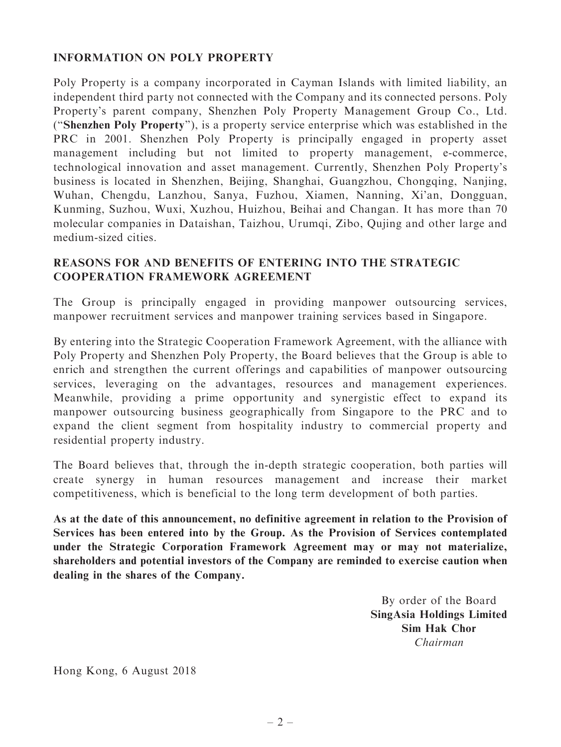## INFORMATION ON POLY PROPERTY

Poly Property is a company incorporated in Cayman Islands with limited liability, an independent third party not connected with the Company and its connected persons. Poly Property's parent company, Shenzhen Poly Property Management Group Co., Ltd. ("**Shenzhen Poly Property**"), is a property service enterprise which was established in the PRC in 2001. Shenzhen Poly Property is principally engaged in property asset management including but not limited to property management, e-commerce, technological innovation and asset management. Currently, Shenzhen Poly Property's business is located in Shenzhen, Beijing, Shanghai, Guangzhou, Chongqing, Nanjing, Wuhan, Chengdu, Lanzhou, Sanya, Fuzhou, Xiamen, Nanning, Xi'an, Dongguan, Kunming, Suzhou, Wuxi, Xuzhou, Huizhou, Beihai and Changan. It has more than 70 molecular companies in Dataishan, Taizhou, Urumqi, Zibo, Qujing and other large and medium-sized cities.

## REASONS FOR AND BENEFITS OF ENTERING INTO THE STRATEGIC COOPERATION FRAMEWORK AGREEMENT

The Group is principally engaged in providing manpower outsourcing services, manpower recruitment services and manpower training services based in Singapore.

By entering into the Strategic Cooperation Framework Agreement, with the alliance with Poly Property and Shenzhen Poly Property, the Board believes that the Group is able to enrich and strengthen the current offerings and capabilities of manpower outsourcing services, leveraging on the advantages, resources and management experiences. Meanwhile, providing a prime opportunity and synergistic effect to expand its manpower outsourcing business geographically from Singapore to the PRC and to expand the client segment from hospitality industry to commercial property and residential property industry.

The Board believes that, through the in-depth strategic cooperation, both parties will create synergy in human resources management and increase their market competitiveness, which is beneficial to the long term development of both parties.

**As at the date of this announcement, no definitive agreement in relation to the Provision of Services has been entered into by the Group. As the Provision of Services contemplated under the Strategic Corporation Framework Agreement may or may not materialize, shareholders and potential investors of the Company are reminded to exercise caution when dealing in the shares of the Company.**

By order of the Board
**SingAsia Holdings Limited**
**Sim Hak Chor**
*Chairman*

Hong Kong, 6 August 2018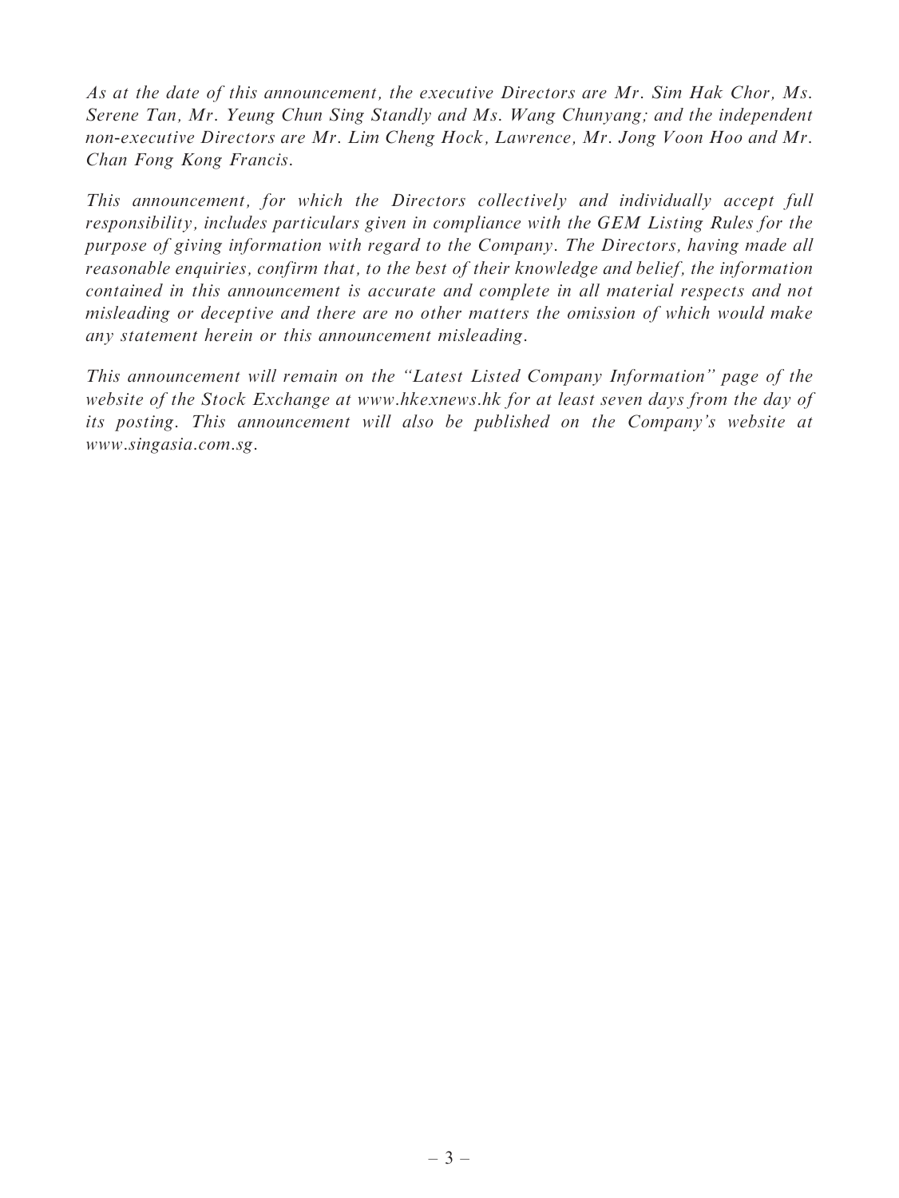*As at the date of this announcement, the executive Directors are Mr. Sim Hak Chor, Ms. Serene Tan, Mr. Yeung Chun Sing Standly and Ms. Wang Chunyang; and the independent non-executive Directors are Mr. Lim Cheng Hock, Lawrence, Mr. Jong Voon Hoo and Mr. Chan Fong Kong Francis.*

*This announcement, for which the Directors collectively and individually accept full responsibility, includes particulars given in compliance with the GEM Listing Rules for the purpose of giving information with regard to the Company. The Directors, having made all reasonable enquiries, confirm that, to the best of their knowledge and belief, the information contained in this announcement is accurate and complete in all material respects and not misleading or deceptive and there are no other matters the omission of which would make any statement herein or this announcement misleading.*

*This announcement will remain on the "Latest Listed Company Information" page of the website of the Stock Exchange at www.hkexnews.hk for at least seven days from the day of its posting. This announcement will also be published on the Company's website at www.singasia.com.sg.*